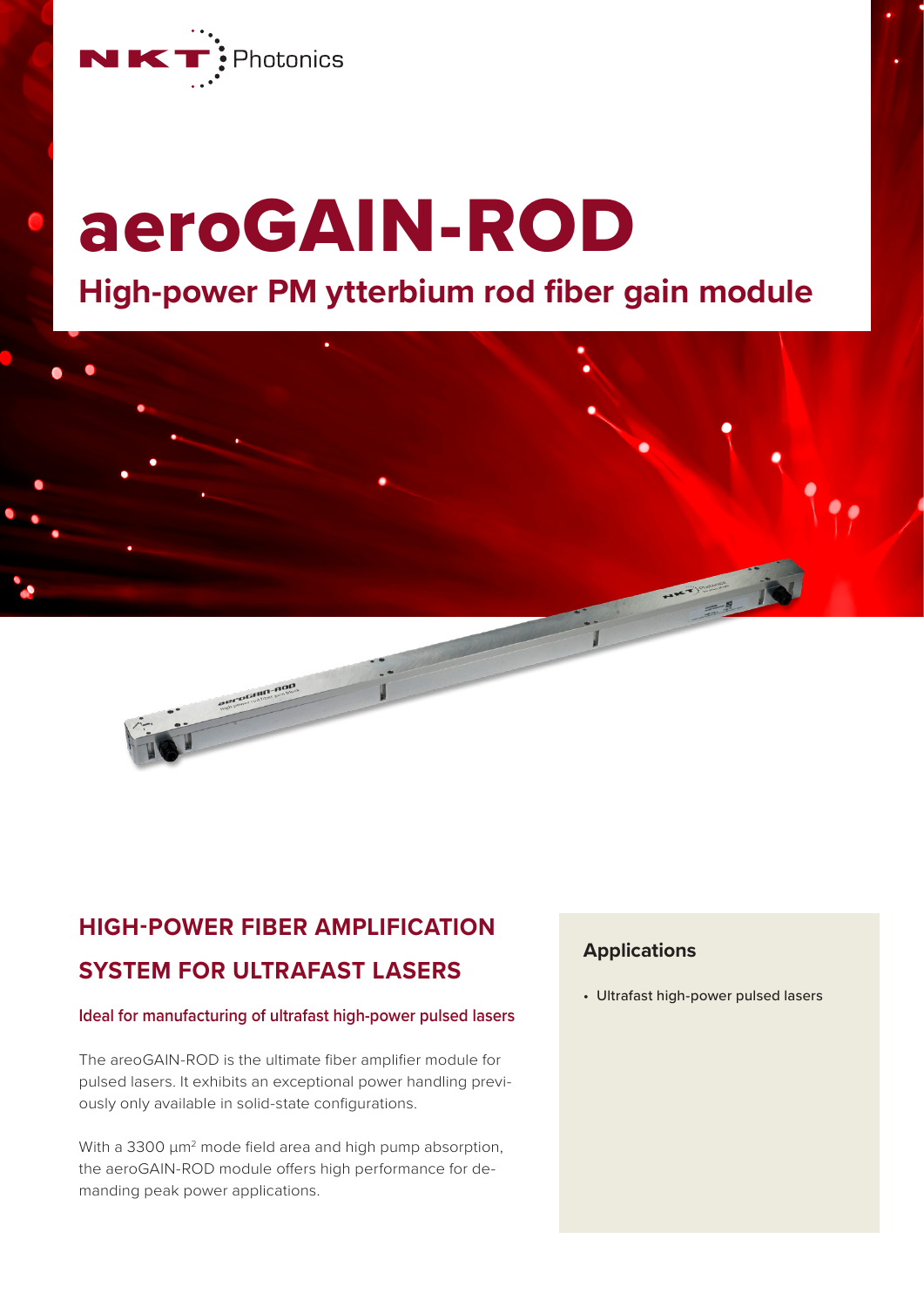NKT Photonics

# aeroGAIN-ROD

## High-power PM ytterbium rod fiber gain module

## HIGH-POWER FIBER AMPLIFICATION SYSTEM FOR ULTRAFAST LASERS

### Ideal for manufacturing of ultrafast high-power pulsed lasers

The areoGAIN-ROD is the ultimate fiber amplifier module for pulsed lasers. It exhibits an exceptional power handling previously only available in solid-state configurations.

With a 3300 µm² mode field area and high pump absorption, the aeroGAIN-ROD module offers high performance for demanding peak power applications.

### Applications

- Ultrafast high-power pulsed lasers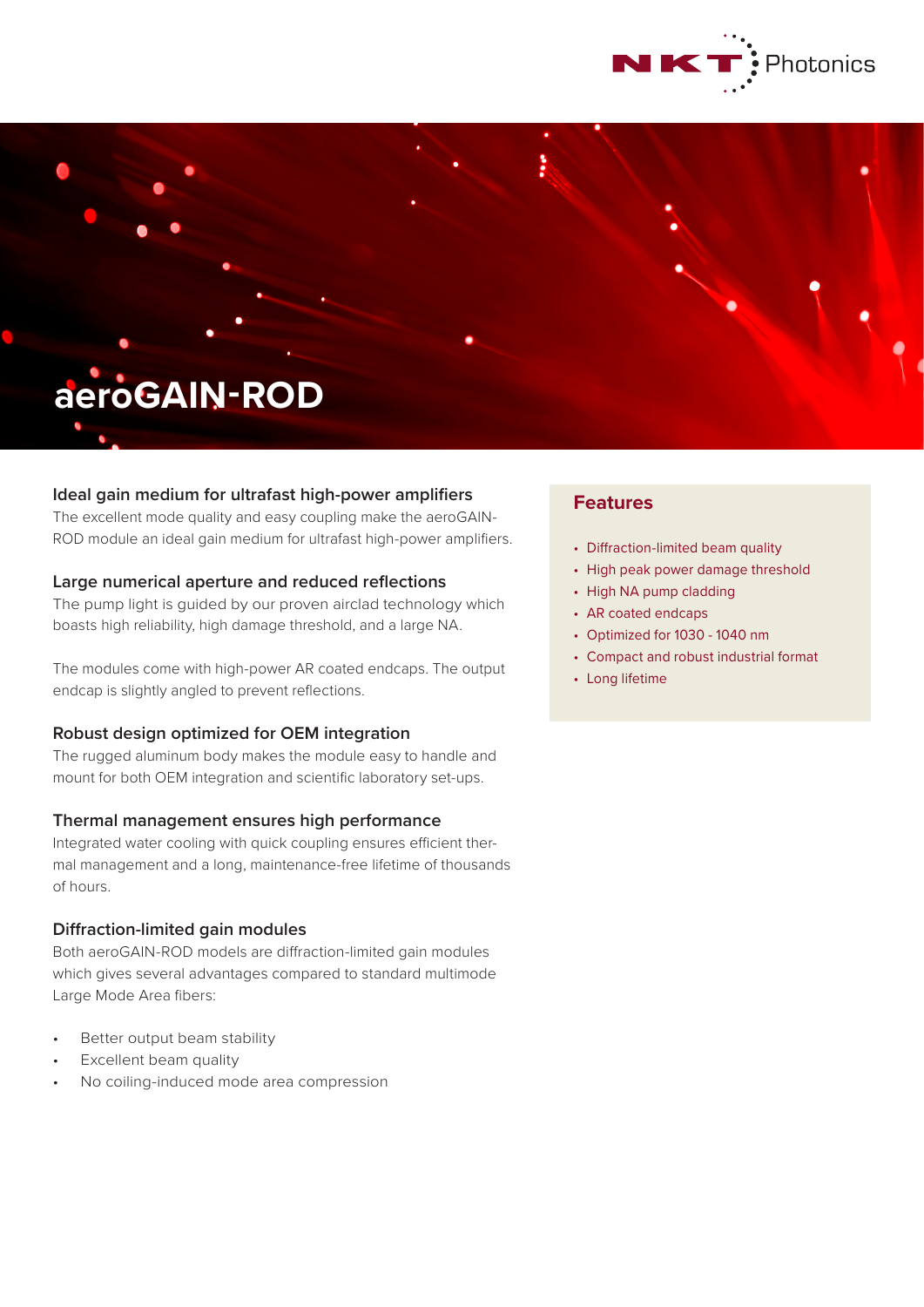# aeroGAIN-ROD

## Ideal gain medium for ultrafast high-power amplifiers

The excellent mode quality and easy coupling make the aeroGAIN-ROD module an ideal gain medium for ultrafast high-power amplifiers.

## Large numerical aperture and reduced reflections

The pump light is guided by our proven airclad technology which boasts high reliability, high damage threshold, and a large NA.

The modules come with high-power AR coated endcaps. The output endcap is slightly angled to prevent reflections.

## Robust design optimized for OEM integration

The rugged aluminum body makes the module easy to handle and mount for both OEM integration and scientific laboratory set-ups.

## Thermal management ensures high performance

Integrated water cooling with quick coupling ensures efficient thermal management and a long, maintenance-free lifetime of thousands of hours.

## Diffraction-limited gain modules

Both aeroGAIN-ROD models are diffraction-limited gain modules which gives several advantages compared to standard multimode Large Mode Area fibers:

- Better output beam stability
- Excellent beam quality
- No coiling-induced mode area compression

## Features

- Diffraction-limited beam quality
- High peak power damage threshold
- High NA pump cladding
- AR coated endcaps
- Optimized for 1030 - 1040 nm
- Compact and robust industrial format
- Long lifetime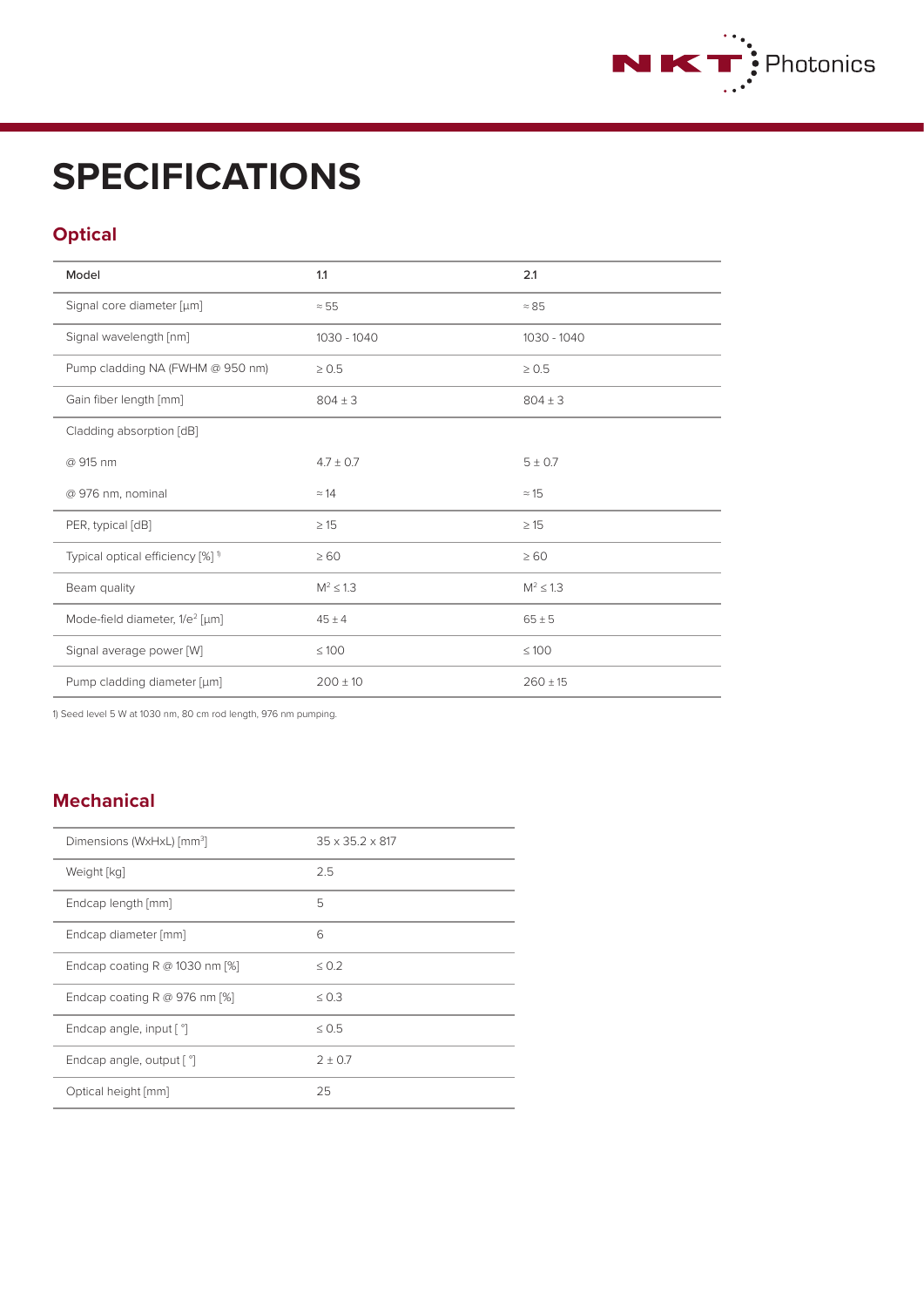# SPECIFICATIONS

## Optical

| Model | 1.1 | 2.1 |
|---|---|---|
| Signal core diameter [µm] | ≈ 55 | ≈ 85 |
| Signal wavelength [nm] | 1030 - 1040 | 1030 - 1040 |
| Pump cladding NA (FWHM @ 950 nm) | ≥ 0.5 | ≥ 0.5 |
| Gain fiber length [mm] | 804 ± 3 | 804 ± 3 |
| Cladding absorption [dB] | | |
| @ 915 nm | 4.7 ± 0.7 | 5 ± 0.7 |
| @ 976 nm, nominal | ≈ 14 | ≈ 15 |
| PER, typical [dB] | ≥ 15 | ≥ 15 |
| Typical optical efficiency [%] [1] | ≥ 60 | ≥ 60 |
| Beam quality | $M^2 \leq 1.3$ | $M^2 \leq 1.3$ |
| Mode-field diameter, $1/e^2$ [µm] | 45 ± 4 | 65 ± 5 |
| Signal average power [W] | ≤ 100 | ≤ 100 |
| Pump cladding diameter [µm] | 200 ± 10 | 260 ± 15 |

1) Seed level 5 W at 1030 nm, 80 cm rod length, 976 nm pumping.

## Mechanical

| Dimensions (WxHxL) [$mm^3$] | 35 x 35.2 x 817 |
|---|---|
| Weight [kg] | 2.5 |
| Endcap length [mm] | 5 |
| Endcap diameter [mm] | 6 |
| Endcap coating R @ 1030 nm [%] | ≤ 0.2 |
| Endcap coating R @ 976 nm [%] | ≤ 0.3 |
| Endcap angle, input [ °] | ≤ 0.5 |
| Endcap angle, output [ °] | 2 ± 0.7 |
| Optical height [mm] | 25 |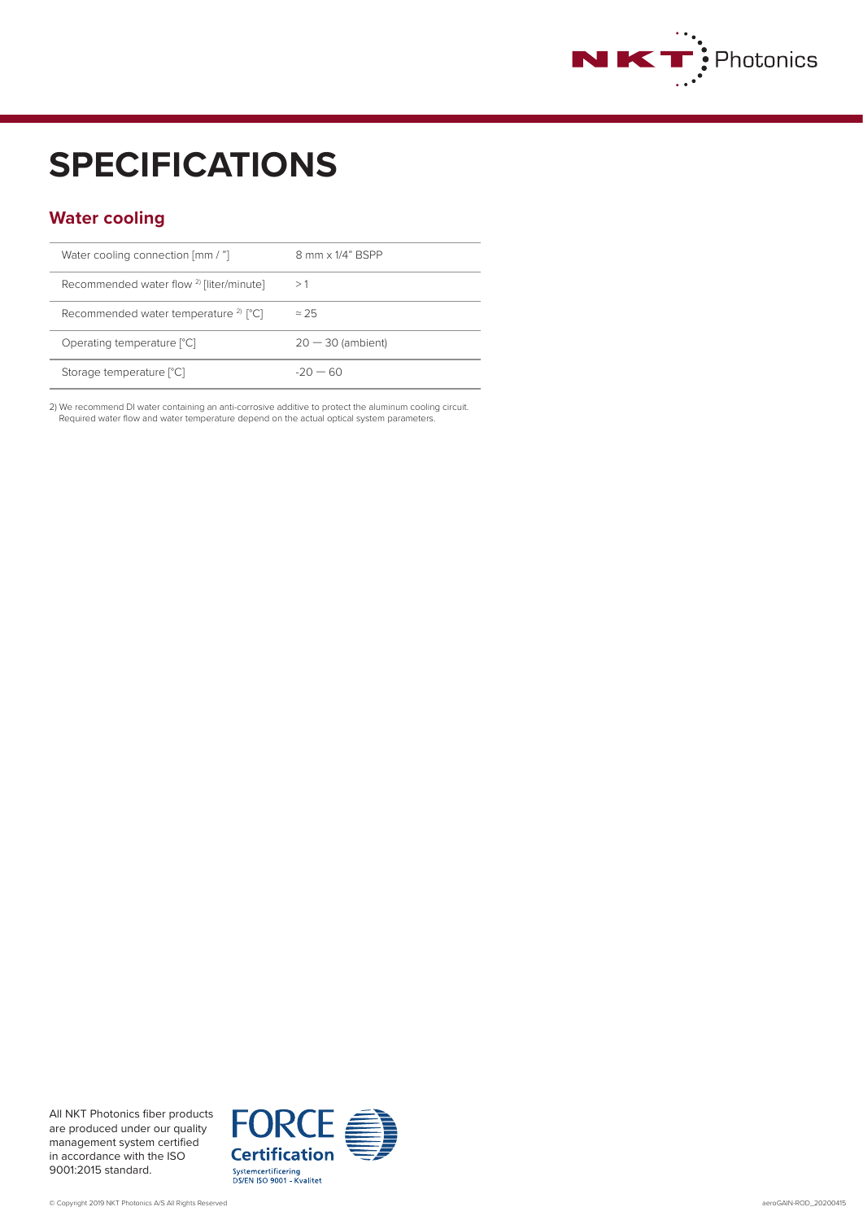# SPECIFICATIONS

## Water cooling

| | |
|---|---|
| Water cooling connection [mm / "] | 8 mm x 1/4" BSPP |
| Recommended water flow [2] [liter/minute] | > 1 |
| Recommended water temperature [2] [°C] | ≈ 25 |
| Operating temperature [°C] | 20 — 30 (ambient) |
| Storage temperature [°C] | -20 — 60 |

2) We recommend DI water containing an anti-corrosive additive to protect the aluminum cooling circuit.
Required water flow and water temperature depend on the actual optical system parameters.

All NKT Photonics fiber products are produced under our quality management system certified in accordance with the ISO 9001:2015 standard.

FORCE Certification
Systemcertificering
DS/EN ISO 9001 - Kvalitet

© Copyright 2019 NKT Photonics A/S All Rights Reserved

aeroGAIN-ROD_20200415